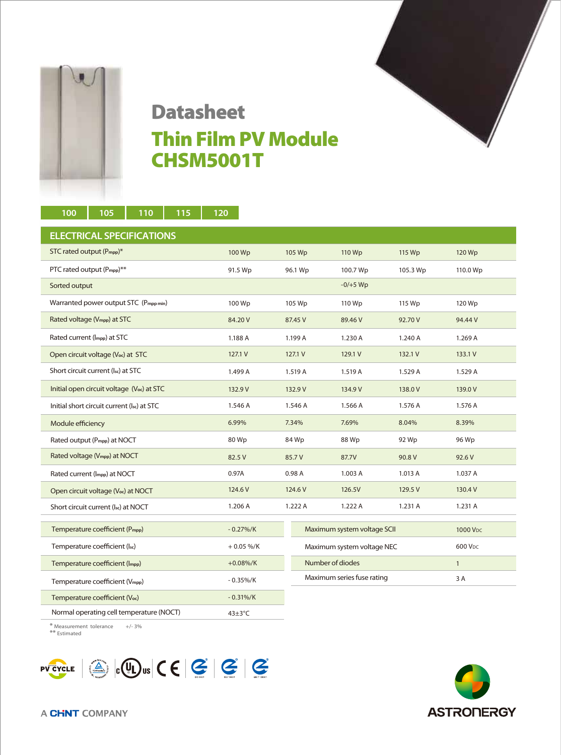# Datasheet

# Thin Film PV Module CHSM5001T

| 100 | 105 | 110 | 115 | 120 |
|---|---|---|---|---|

## ELECTRICAL SPECIFICATIONS

| | | | | | |
|---|---|---|---|---|---|
| STC rated output ($P_{mpp}$)* | 100 Wp | 105 Wp | 110 Wp | 115 Wp | 120 Wp |
| PTC rated output ($P_{mpp}$)** | 91.5 Wp | 96.1 Wp | 100.7 Wp | 105.3 Wp | 110.0 Wp |
| Sorted output | | | -0/+5 Wp | | |
| Warranted power output STC ($P_{mpp\,min}$) | 100 Wp | 105 Wp | 110 Wp | 115 Wp | 120 Wp |
| Rated voltage ($V_{mpp}$) at STC | 84.20 V | 87.45 V | 89.46 V | 92.70 V | 94.44 V |
| Rated current ($I_{mpp}$) at STC | 1.188 A | 1.199 A | 1.230 A | 1.240 A | 1.269 A |
| Open circuit voltage ($V_{oc}$) at STC | 127.1 V | 127.1 V | 129.1 V | 132.1 V | 133.1 V |
| Short circuit current ($I_{sc}$) at STC | 1.499 A | 1.519 A | 1.519 A | 1.529 A | 1.529 A |
| Initial open circuit voltage ($V_{oc}$) at STC | 132.9 V | 132.9 V | 134.9 V | 138.0 V | 139.0 V |
| Initial short circuit current ($I_{sc}$) at STC | 1.546 A | 1.546 A | 1.566 A | 1.576 A | 1.576 A |
| Module efficiency | 6.99% | 7.34% | 7.69% | 8.04% | 8.39% |
| Rated output ($P_{mpp}$) at NOCT | 80 Wp | 84 Wp | 88 Wp | 92 Wp | 96 Wp |
| Rated voltage ($V_{mpp}$) at NOCT | 82.5 V | 85.7 V | 87.7V | 90.8 V | 92.6 V |
| Rated current ($I_{mpp}$) at NOCT | 0.97A | 0.98 A | 1.003 A | 1.013 A | 1.037 A |
| Open circuit voltage ($V_{oc}$) at NOCT | 124.6 V | 124.6 V | 126.5V | 129.5 V | 130.4 V |
| Short circuit current ($I_{sc}$) at NOCT | 1.206 A | 1.222 A | 1.222 A | 1.231 A | 1.231 A |

| | |
|---|---|
| Temperature coefficient ($P_{mpp}$) | - 0.27%/K |
| Temperature coefficient ($I_{sc}$) | + 0.05 %/K |
| Temperature coefficient ($I_{mpp}$) | +0.08%/K |
| Temperature coefficient ($V_{mpp}$) | - 0.35%/K |
| Temperature coefficient ($V_{oc}$) | - 0.31%/K |
| Normal operating cell temperature (NOCT) | 43±3°C |

| | |
|---|---|
| Maximum system voltage SCII | 1000 $V_{DC}$ |
| Maximum system voltage NEC | 600 $V_{DC}$ |
| Number of diodes | 1 |
| Maximum series fuse rating | 3 A |

\* Measurement tolerance +/- 3%
\** Estimated

A CHINT COMPANY

ASTRONERGY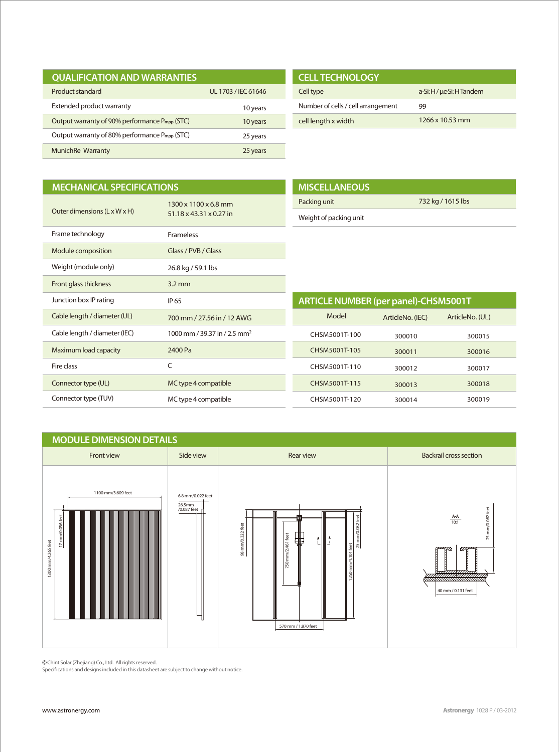## QUALIFICATION AND WARRANTIES

| | |
|---|---|
| Product standard | UL 1703 / IEC 61646 |
| Extended product warranty | 10 years |
| Output warranty of 90% performance $P_{mpp}$ (STC) | 10 years |
| Output warranty of 80% performance $P_{mpp}$ (STC) | 25 years |
| MunichRe Warranty | 25 years |

## CELL TECHNOLOGY

| | |
|---|---|
| Cell type | a-Si:H / µc-Si:H Tandem |
| Number of cells / cell arrangement | 99 |
| cell length x width | 1266 x 10.53 mm |

## MECHANICAL SPECIFICATIONS

| | |
|---|---|
| Outer dimensions (L x W x H) | 1300 x 1100 x 6.8 mm<br>51.18 x 43.31 x 0.27 in |
| Frame technology | Frameless |
| Module composition | Glass / PVB / Glass |
| Weight (module only) | 26.8 kg / 59.1 lbs |
| Front glass thickness | 3.2 mm |
| Junction box IP rating | IP 65 |
| Cable length / diameter (UL) | 700 mm / 27.56 in / 12 AWG |
| Cable length / diameter (IEC) | 1000 mm / 39.37 in / 2.5 mm$^2$ |
| Maximum load capacity | 2400 Pa |
| Fire class | C |
| Connector type (UL) | MC type 4 compatible |
| Connector type (TUV) | MC type 4 compatible |

## MISCELLANEOUS

| | |
|---|---|
| Packing unit | 732 kg / 1615 lbs |
| Weight of packing unit | |

## ARTICLE NUMBER (per panel)-CHSM5001T

| Model | ArticleNo. (IEC) | ArticleNo. (UL) |
|---|---|---|
| CHSM5001T-100 | 300010 | 300015 |
| CHSM5001T-105 | 300011 | 300016 |
| CHSM5001T-110 | 300012 | 300017 |
| CHSM5001T-115 | 300013 | 300018 |
| CHSM5001T-120 | 300014 | 300019 |

## MODULE DIMENSION DETAILS

Front view

1100 mm/3.609 feet
17 mm/0.056 feet
1300 mm/4.265 feet

Side view

6.8 mm/0.022 feet
26.5mm /0.087 feet

Rear view

98 mm/0.322 feet
750 mm/2.461 feet
1250 mm/4.101 feet
25 mm/0.082 feet
570 mm / 1.870 feet

Backrail cross section

A-A
10:1
25 mm/0.082 feet
40 mm / 0.131 feet

© Chint Solar (Zhejiang) Co., Ltd. All rights reserved.
Specifications and designs included in this datasheet are subject to change without notice.

www.astronergy.com

Astronergy 1028 P / 03-2012